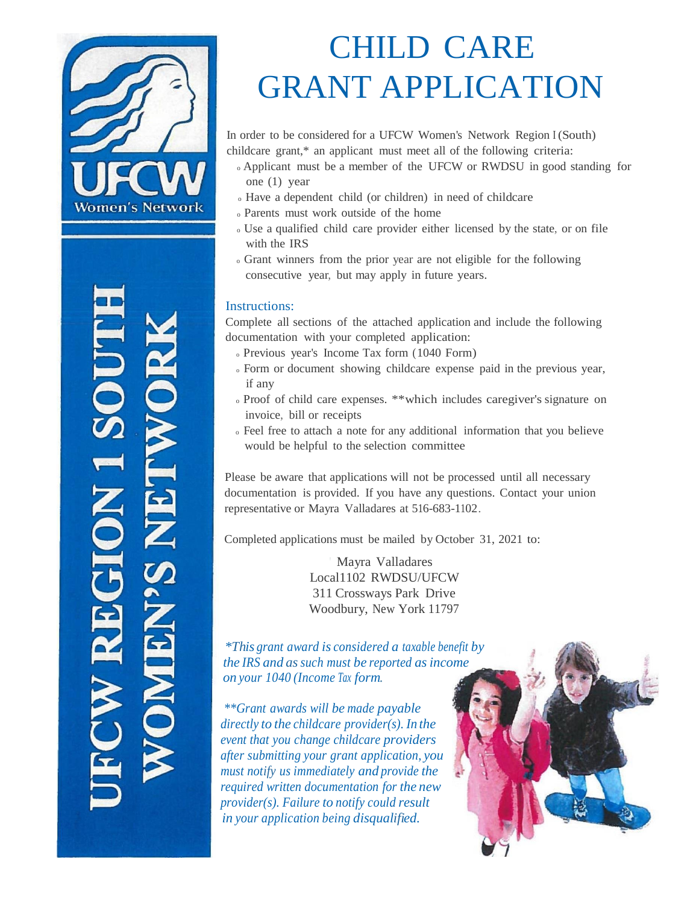UFCW Women's Network

UFCW REGION 1 SOUTH WOMEN'S NETWORK

# CHILD CARE GRANT APPLICATION

In order to be considered for a UFCW Women's Network Region I (South) childcare grant,* an applicant must meet all of the following criteria:

- Applicant must be a member of the UFCW or RWDSU in good standing for one (1) year
- Have a dependent child (or children) in need of childcare
- Parents must work outside of the home
- Use a qualified child care provider either licensed by the state, or on file with the IRS
- Grant winners from the prior year are not eligible for the following consecutive year, but may apply in future years.

## Instructions:

Complete all sections of the attached application and include the following documentation with your completed application:

- Previous year's Income Tax form (1040 Form)
- Form or document showing childcare expense paid in the previous year, if any
- Proof of child care expenses. **which includes caregiver's signature on invoice, bill or receipts
- Feel free to attach a note for any additional information that you believe would be helpful to the selection committee

Please be aware that applications will not be processed until all necessary documentation is provided. If you have any questions. Contact your union representative or Mayra Valladares at 516-683-1102.

Completed applications must be mailed by October 31, 2021 to:

Mayra Valladares
Local1102 RWDSU/UFCW
311 Crossways Park Drive
Woodbury, New York 11797

*\*This grant award is considered a taxable benefit by the IRS and as such must be reported as income on your 1040 (Income Tax form.*

*\*\*Grant awards will be made payable directly to the childcare provider(s). In the event that you change childcare providers after submitting your grant application, you must notify us immediately and provide the required written documentation for the new provider(s). Failure to notify could result in your application being disqualified.*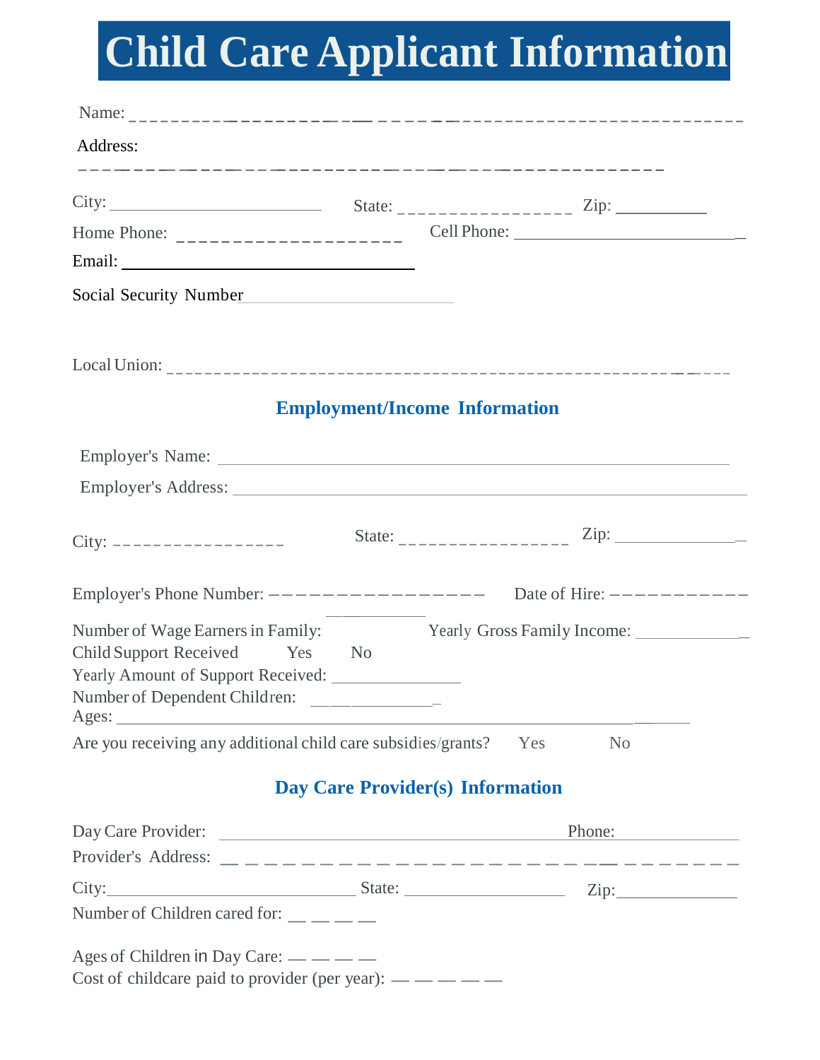# Child Care Applicant Information

Name: ______________________________________________

Address:

______________________________________________

City: ____________________ State: ________________ Zip: __________

Home Phone: ____________________ Cell Phone: ______________________

Email: ______________________________

Social Security Number ______________________

Local Union: ______________________________________________

## Employment/Income Information

Employer's Name: ______________________________________________

Employer's Address: ______________________________________________

City: ________________ State: ________________ Zip: ______________

Employer's Phone Number: ________________ Date of Hire: ____________

Number of Wage Earners in Family: __________ Yearly Gross Family Income: ____________

Child Support Received Yes No

Yearly Amount of Support Received: ______________

Number of Dependent Children: ______________

Ages: ______________________________________________

Are you receiving any additional child care subsidies/grants? Yes No

## Day Care Provider(s) Information

Day Care Provider: ______________________________ Phone: ______________

Provider's Address: ______________________________________________

City: ____________________ State: ________________ Zip: ____________

Number of Children cared for: ________

Ages of Children in Day Care: ________

Cost of childcare paid to provider (per year): __________